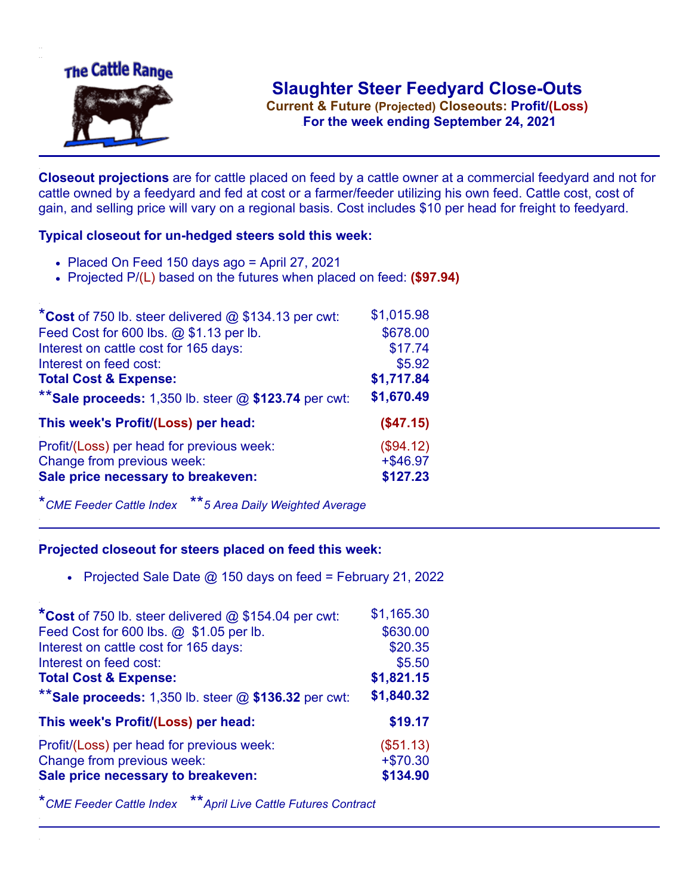# Slaughter Steer Feedyard Close-Outs

**Current & Future (Projected) Closeouts: Profit/(Loss)**

**For the week ending September 24, 2021**

**Closeout projections** are for cattle placed on feed by a cattle owner at a commercial feedyard and not for cattle owned by a feedyard and fed at cost or a farmer/feeder utilizing his own feed. Cattle cost, cost of gain, and selling price will vary on a regional basis. Cost includes $10 per head for freight to feedyard.

### Typical closeout for un-hedged steers sold this week:

- Placed On Feed 150 days ago = April 27, 2021
- Projected P/(L) based on the futures when placed on feed: **($97.94)**

| | |
|---|---|
| ***Cost** of 750 lb. steer delivered @ $134.13 per cwt: | $1,015.98 |
| Feed Cost for 600 lbs. @ $1.13 per lb. | $678.00 |
| Interest on cattle cost for 165 days: | $17.74 |
| Interest on feed cost: | $5.92 |
| **Total Cost & Expense:** | **$1,717.84** |
| ****Sale proceeds:** 1,350 lb. steer @ **$123.74** per cwt: | **$1,670.49** |
| **This week's Profit/(Loss) per head:** | **($47.15)** |
| Profit/(Loss) per head for previous week: | ($94.12) |
| Change from previous week: | +$46.97 |
| **Sale price necessary to breakeven:** | **$127.23** |

**CME Feeder Cattle Index* ***5 Area Daily Weighted Average*

### Projected closeout for steers placed on feed this week:

- Projected Sale Date @ 150 days on feed = February 21, 2022

| | |
|---|---|
| ***Cost** of 750 lb. steer delivered @ $154.04 per cwt: | $1,165.30 |
| Feed Cost for 600 lbs. @ $1.05 per lb. | $630.00 |
| Interest on cattle cost for 165 days: | $20.35 |
| Interest on feed cost: | $5.50 |
| **Total Cost & Expense:** | **$1,821.15** |
| ****Sale proceeds:** 1,350 lb. steer @ **$136.32** per cwt: | **$1,840.32** |
| **This week's Profit/(Loss) per head:** | **$19.17** |
| Profit/(Loss) per head for previous week: | ($51.13) |
| Change from previous week: | +$70.30 |
| **Sale price necessary to breakeven:** | **$134.90** |

**CME Feeder Cattle Index* ***April Live Cattle Futures Contract*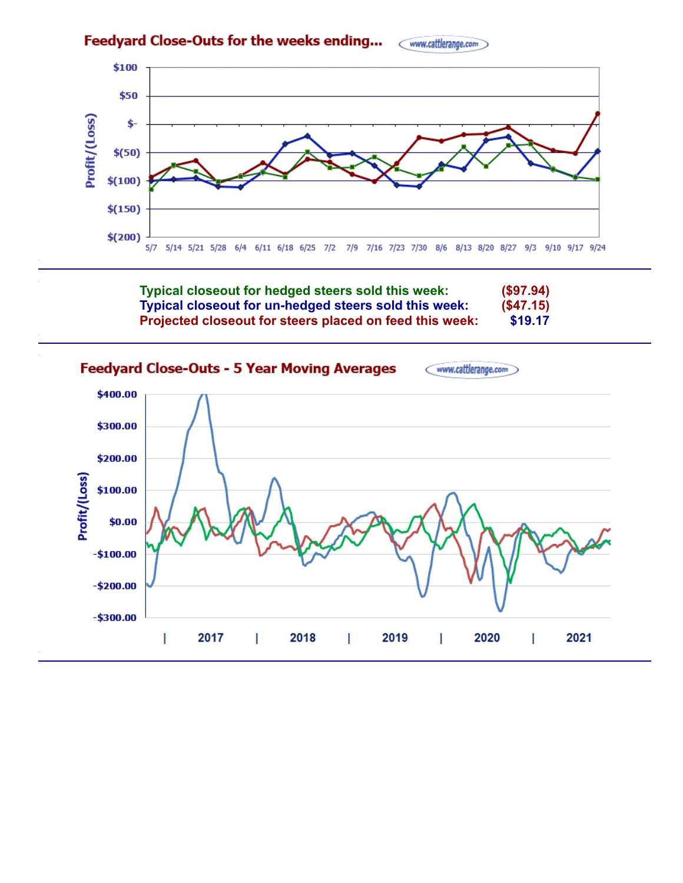## Feedyard Close-Outs for the weeks ending...

www.cattlerange.com

$100
$50
$-
$(50)
$(100)
$(150)
$(200)

Profit/(Loss)

5/7 5/14 5/21 5/28 6/4 6/11 6/18 6/25 7/2 7/9 7/16 7/23 7/30 8/6 8/13 8/20 8/27 9/3 9/10 9/17 9/24

| | |
|---|---|
| **Typical closeout for hedged steers sold this week:** | **($97.94)** |
| **Typical closeout for un-hedged steers sold this week:** | **($47.15)** |
| **Projected closeout for steers placed on feed this week:** | **$19.17** |

## Feedyard Close-Outs - 5 Year Moving Averages

www.cattlerange.com

$400.00
$300.00
$200.00
$100.00
$0.00
-$100.00
-$200.00
-$300.00

Profit/(Loss)

| 2017 | 2018 | 2019 | 2020 | 2021